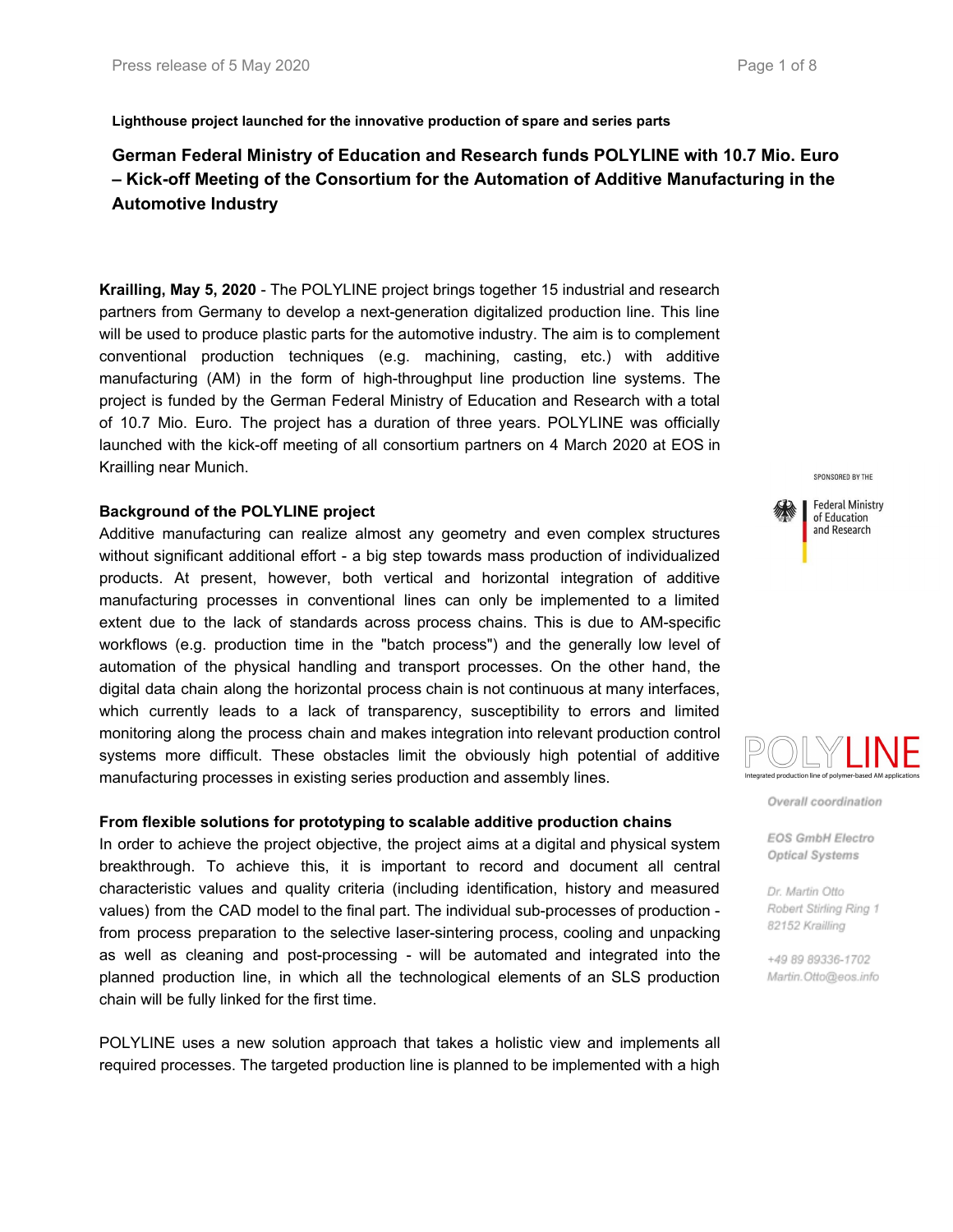**Lighthouse project launched for the innovative production of spare and series parts**

## German Federal Ministry of Education and Research funds POLYLINE with 10.7 Mio. Euro – Kick-off Meeting of the Consortium for the Automation of Additive Manufacturing in the Automotive Industry

**Krailling, May 5, 2020** - The POLYLINE project brings together 15 industrial and research partners from Germany to develop a next-generation digitalized production line. This line will be used to produce plastic parts for the automotive industry. The aim is to complement conventional production techniques (e.g. machining, casting, etc.) with additive manufacturing (AM) in the form of high-throughput line production line systems. The project is funded by the German Federal Ministry of Education and Research with a total of 10.7 Mio. Euro. The project has a duration of three years. POLYLINE was officially launched with the kick-off meeting of all consortium partners on 4 March 2020 at EOS in Krailling near Munich.

SPONSORED BY THE

Federal Ministry of Education and Research

POLYLINE
Integrated production line of polymer-based AM applications

*Overall coordination*

*EOS GmbH Electro Optical Systems*

*Dr. Martin Otto*
*Robert Stirling Ring 1*
*82152 Krailling*

*+49 89 89336-1702*
*Martin.Otto@eos.info*

**Background of the POLYLINE project**

Additive manufacturing can realize almost any geometry and even complex structures without significant additional effort - a big step towards mass production of individualized products. At present, however, both vertical and horizontal integration of additive manufacturing processes in conventional lines can only be implemented to a limited extent due to the lack of standards across process chains. This is due to AM-specific workflows (e.g. production time in the "batch process") and the generally low level of automation of the physical handling and transport processes. On the other hand, the digital data chain along the horizontal process chain is not continuous at many interfaces, which currently leads to a lack of transparency, susceptibility to errors and limited monitoring along the process chain and makes integration into relevant production control systems more difficult. These obstacles limit the obviously high potential of additive manufacturing processes in existing series production and assembly lines.

**From flexible solutions for prototyping to scalable additive production chains**

In order to achieve the project objective, the project aims at a digital and physical system breakthrough. To achieve this, it is important to record and document all central characteristic values and quality criteria (including identification, history and measured values) from the CAD model to the final part. The individual sub-processes of production - from process preparation to the selective laser-sintering process, cooling and unpacking as well as cleaning and post-processing - will be automated and integrated into the planned production line, in which all the technological elements of an SLS production chain will be fully linked for the first time.

POLYLINE uses a new solution approach that takes a holistic view and implements all required processes. The targeted production line is planned to be implemented with a high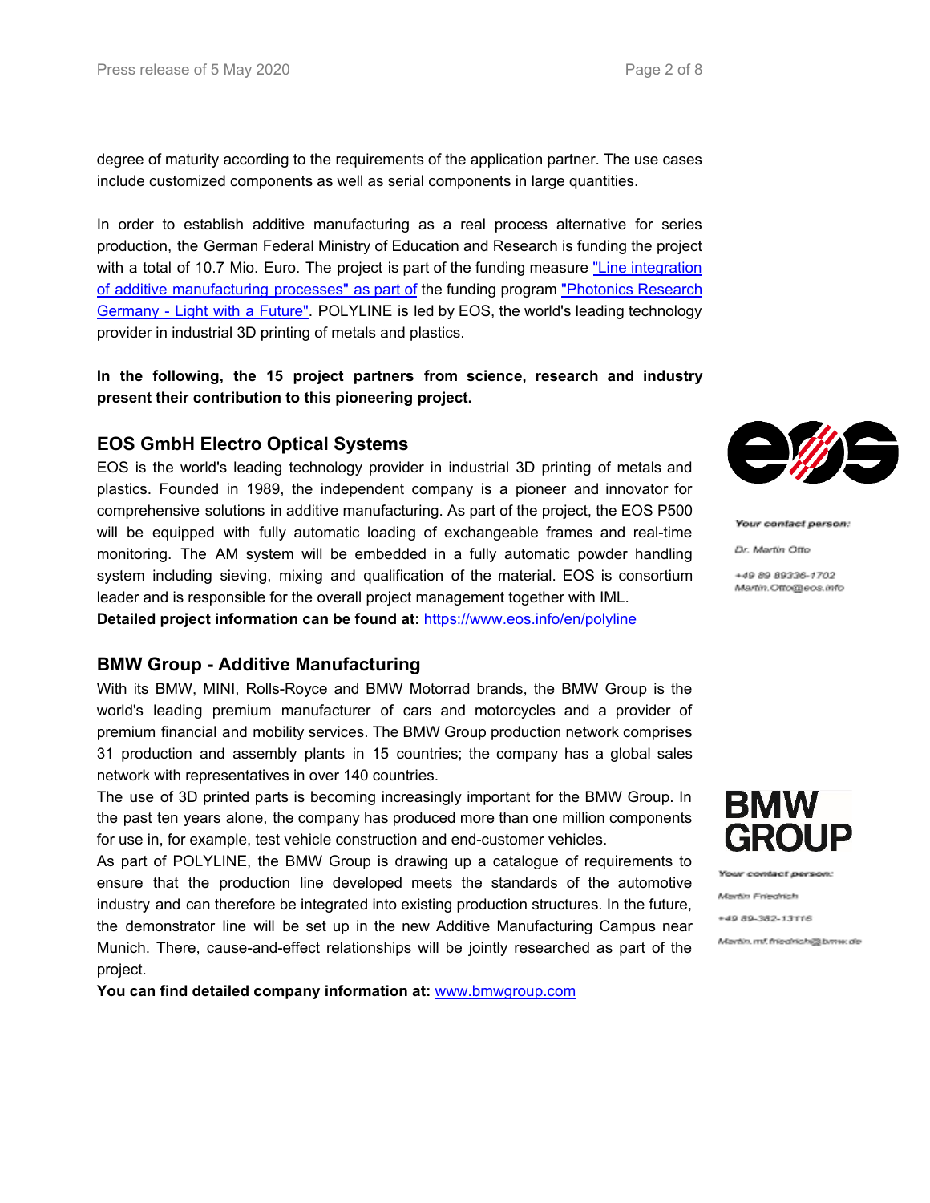degree of maturity according to the requirements of the application partner. The use cases include customized components as well as serial components in large quantities.

In order to establish additive manufacturing as a real process alternative for series production, the German Federal Ministry of Education and Research is funding the project with a total of 10.7 Mio. Euro. The project is part of the funding measure ["Line integration of additive manufacturing processes" as part of]() the funding program ["Photonics Research Germany - Light with a Future"](). POLYLINE is led by EOS, the world's leading technology provider in industrial 3D printing of metals and plastics.

**In the following, the 15 project partners from science, research and industry present their contribution to this pioneering project.**

## EOS GmbH Electro Optical Systems

EOS is the world's leading technology provider in industrial 3D printing of metals and plastics. Founded in 1989, the independent company is a pioneer and innovator for comprehensive solutions in additive manufacturing. As part of the project, the EOS P500 will be equipped with fully automatic loading of exchangeable frames and real-time monitoring. The AM system will be embedded in a fully automatic powder handling system including sieving, mixing and qualification of the material. EOS is consortium leader and is responsible for the overall project management together with IML.

**Detailed project information can be found at:** [https://www.eos.info/en/polyline](https://www.eos.info/en/polyline)

*Your contact person:*

Dr. Martin Otto

+49 89 89336-1702
Martin.Otto@eos.info

## BMW Group - Additive Manufacturing

With its BMW, MINI, Rolls-Royce and BMW Motorrad brands, the BMW Group is the world's leading premium manufacturer of cars and motorcycles and a provider of premium financial and mobility services. The BMW Group production network comprises 31 production and assembly plants in 15 countries; the company has a global sales network with representatives in over 140 countries.

The use of 3D printed parts is becoming increasingly important for the BMW Group. In the past ten years alone, the company has produced more than one million components for use in, for example, test vehicle construction and end-customer vehicles.

As part of POLYLINE, the BMW Group is drawing up a catalogue of requirements to ensure that the production line developed meets the standards of the automotive industry and can therefore be integrated into existing production structures. In the future, the demonstrator line will be set up in the new Additive Manufacturing Campus near Munich. There, cause-and-effect relationships will be jointly researched as part of the project.

**You can find detailed company information at:** [www.bmwgroup.com](www.bmwgroup.com)

*Your contact person:*

Martin Friedrich

+49 89-382-13116

Martin.mf.friedrich@bmw.de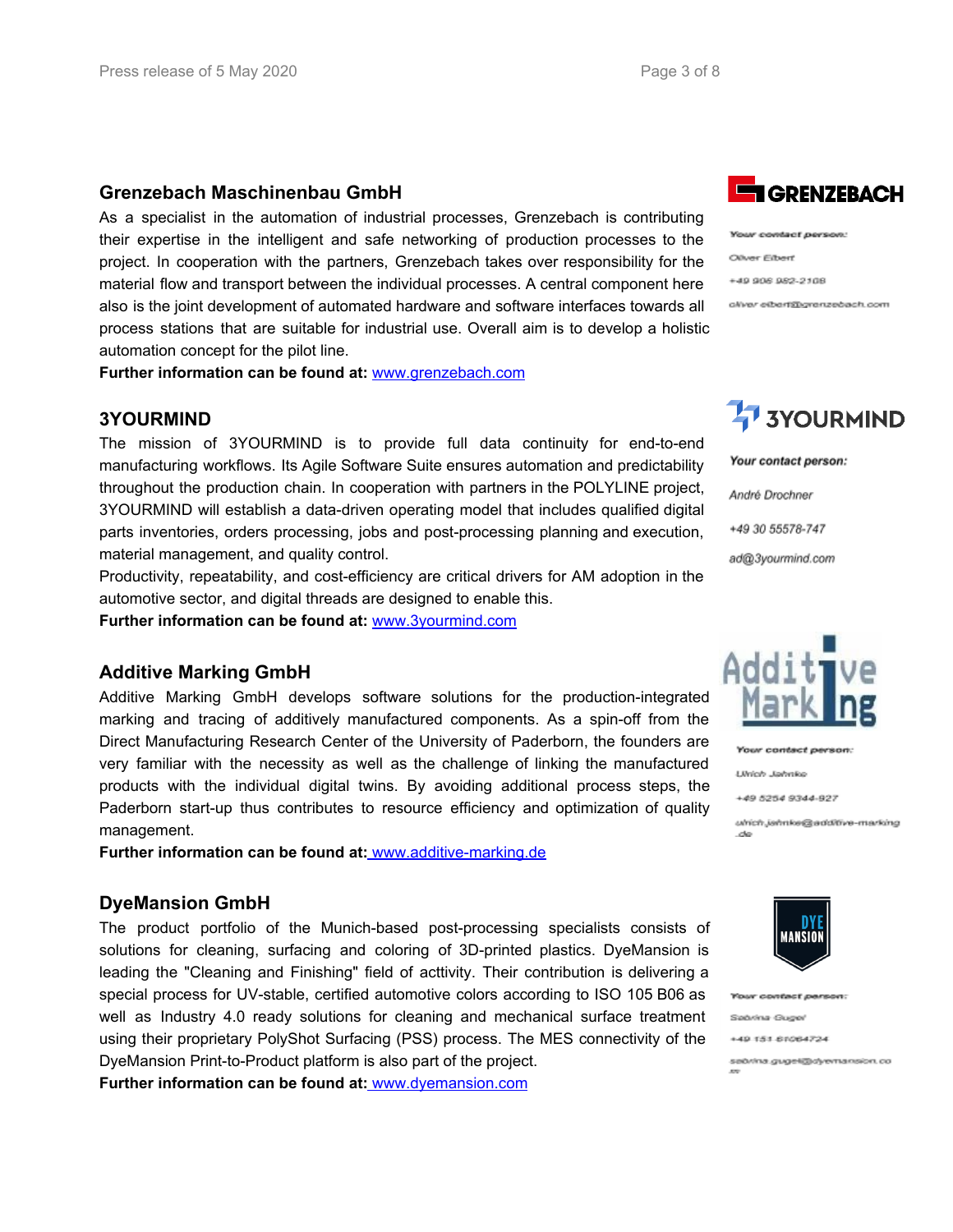## Grenzebach Maschinenbau GmbH

As a specialist in the automation of industrial processes, Grenzebach is contributing their expertise in the intelligent and safe networking of production processes to the project. In cooperation with the partners, Grenzebach takes over responsibility for the material flow and transport between the individual processes. A central component here also is the joint development of automated hardware and software interfaces towards all process stations that are suitable for industrial use. Overall aim is to develop a holistic automation concept for the pilot line.

**Further information can be found at:** www.grenzebach.com

*Your contact person:*

Oliver Elbert

+49 906 982-2108

oliver.elbert@grenzebach.com

## 3YOURMIND

The mission of 3YOURMIND is to provide full data continuity for end-to-end manufacturing workflows. Its Agile Software Suite ensures automation and predictability throughout the production chain. In cooperation with partners in the POLYLINE project, 3YOURMIND will establish a data-driven operating model that includes qualified digital parts inventories, orders processing, jobs and post-processing planning and execution, material management, and quality control.

Productivity, repeatability, and cost-efficiency are critical drivers for AM adoption in the automotive sector, and digital threads are designed to enable this.

**Further information can be found at:** www.3yourmind.com

*Your contact person:*

André Drochner

+49 30 55578-747

ad@3yourmind.com

## Additive Marking GmbH

Additive Marking GmbH develops software solutions for the production-integrated marking and tracing of additively manufactured components. As a spin-off from the Direct Manufacturing Research Center of the University of Paderborn, the founders are very familiar with the necessity as well as the challenge of linking the manufactured products with the individual digital twins. By avoiding additional process steps, the Paderborn start-up thus contributes to resource efficiency and optimization of quality management.

**Further information can be found at:** www.additive-marking.de

*Your contact person:*

Ulrich Jahnke

+49 5254 9344-927

ulrich.jahnke@additive-marking.de

## DyeMansion GmbH

The product portfolio of the Munich-based post-processing specialists consists of solutions for cleaning, surfacing and coloring of 3D-printed plastics. DyeMansion is leading the "Cleaning and Finishing" field of acttivity. Their contribution is delivering a special process for UV-stable, certified automotive colors according to ISO 105 B06 as well as Industry 4.0 ready solutions for cleaning and mechanical surface treatment using their proprietary PolyShot Surfacing (PSS) process. The MES connectivity of the DyeMansion Print-to-Product platform is also part of the project.

**Further information can be found at:** www.dyemansion.com

*Your contact person:*

Sabrina Gugel

+49 151 61064724

sabrina.gugel@dyemansion.com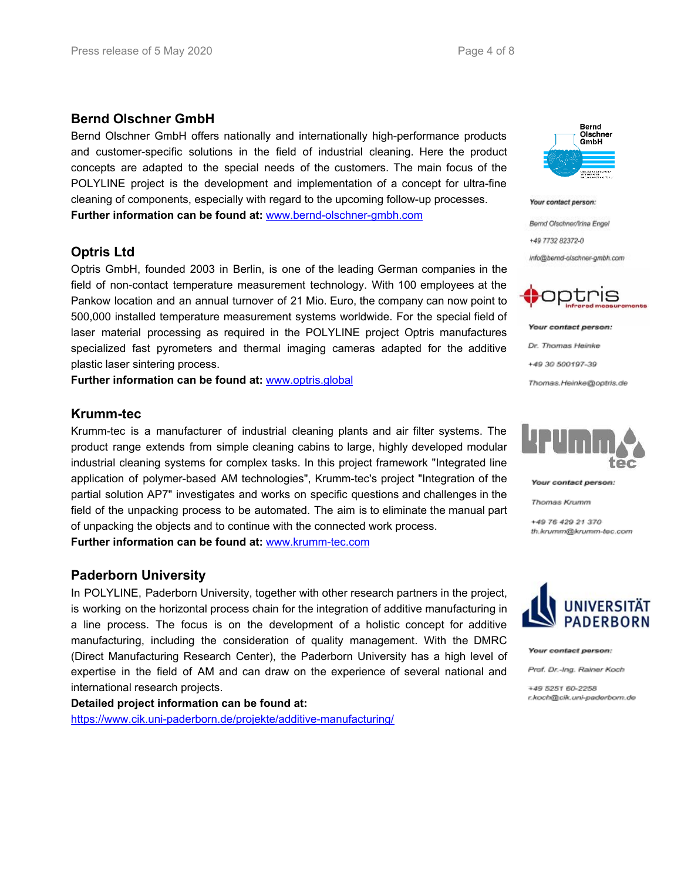## Bernd Olschner GmbH

Bernd Olschner GmbH offers nationally and internationally high-performance products and customer-specific solutions in the field of industrial cleaning. Here the product concepts are adapted to the special needs of the customers. The main focus of the POLYLINE project is the development and implementation of a concept for ultra-fine cleaning of components, especially with regard to the upcoming follow-up processes.

**Further information can be found at:** [www.bernd-olschner-gmbh.com](http://www.bernd-olschner-gmbh.com)

*Your contact person:*

Bernd Olschner/Irina Engel

+49 7732 82372-0

info@bernd-olschner-gmbh.com

## Optris Ltd

Optris GmbH, founded 2003 in Berlin, is one of the leading German companies in the field of non-contact temperature measurement technology. With 100 employees at the Pankow location and an annual turnover of 21 Mio. Euro, the company can now point to 500,000 installed temperature measurement systems worldwide. For the special field of laser material processing as required in the POLYLINE project Optris manufactures specialized fast pyrometers and thermal imaging cameras adapted for the additive plastic laser sintering process.

**Further information can be found at:** [www.optris.global](http://www.optris.global)

*Your contact person:*

Dr. Thomas Heinke

+49 30 500197-39

Thomas.Heinke@optris.de

## Krumm-tec

Krumm-tec is a manufacturer of industrial cleaning plants and air filter systems. The product range extends from simple cleaning cabins to large, highly developed modular industrial cleaning systems for complex tasks. In this project framework "Integrated line application of polymer-based AM technologies", Krumm-tec's project "Integration of the partial solution AP7" investigates and works on specific questions and challenges in the field of the unpacking process to be automated. The aim is to eliminate the manual part of unpacking the objects and to continue with the connected work process.

**Further information can be found at:** [www.krumm-tec.com](http://www.krumm-tec.com)

*Your contact person:*

Thomas Krumm

+49 76 429 21 370

th.krumm@krumm-tec.com

## Paderborn University

In POLYLINE, Paderborn University, together with other research partners in the project, is working on the horizontal process chain for the integration of additive manufacturing in a line process. The focus is on the development of a holistic concept for additive manufacturing, including the consideration of quality management. With the DMRC (Direct Manufacturing Research Center), the Paderborn University has a high level of expertise in the field of AM and can draw on the experience of several national and international research projects.

**Detailed project information can be found at:**

[https://www.cik.uni-paderborn.de/projekte/additive-manufacturing/](https://www.cik.uni-paderborn.de/projekte/additive-manufacturing/)

*Your contact person:*

Prof. Dr.-Ing. Rainer Koch

+49 5251 60-2258

r.koch@cik.uni-paderborn.de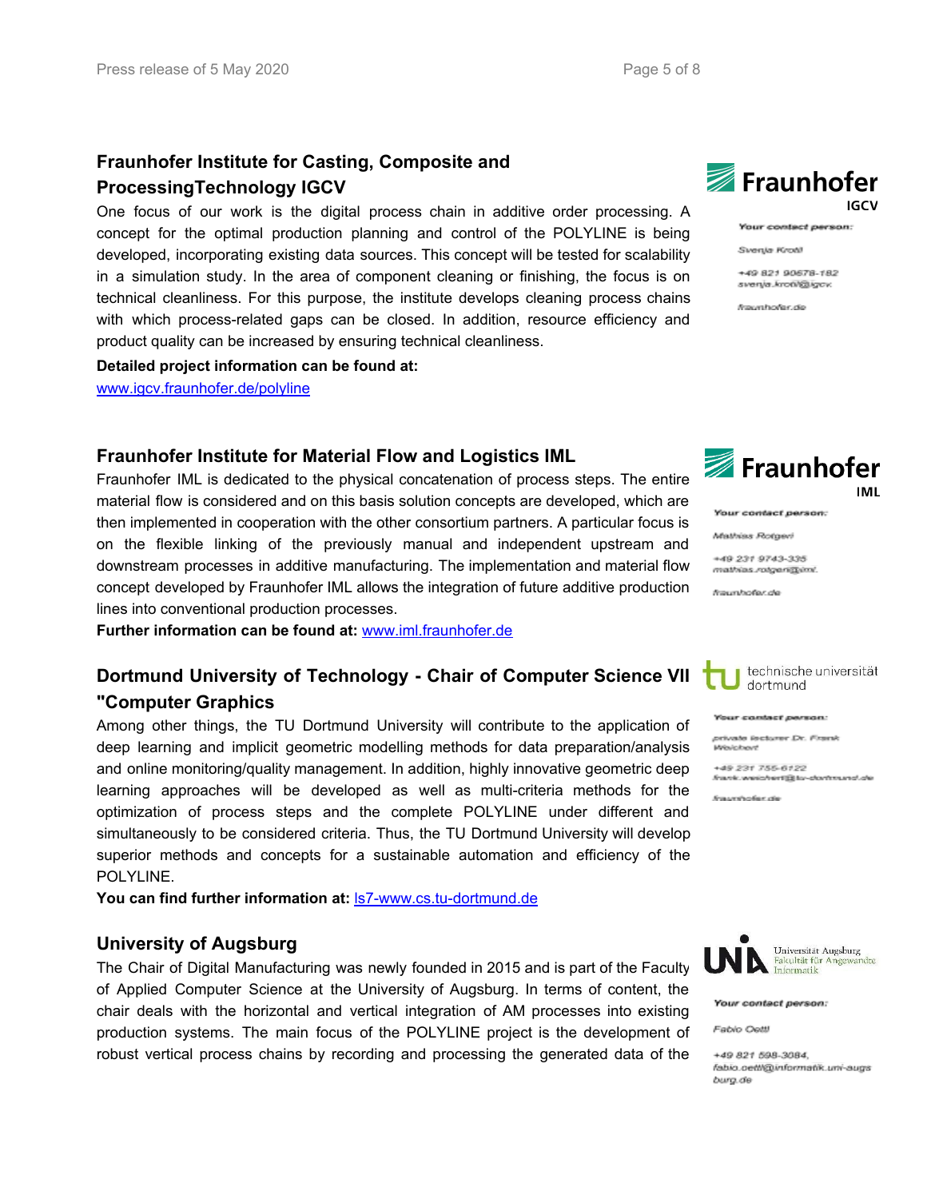## Fraunhofer Institute for Casting, Composite and ProcessingTechnology IGCV

One focus of our work is the digital process chain in additive order processing. A concept for the optimal production planning and control of the POLYLINE is being developed, incorporating existing data sources. This concept will be tested for scalability in a simulation study. In the area of component cleaning or finishing, the focus is on technical cleanliness. For this purpose, the institute develops cleaning process chains with which process-related gaps can be closed. In addition, resource efficiency and product quality can be increased by ensuring technical cleanliness.

**Detailed project information can be found at:**
www.igcv.fraunhofer.de/polyline

Fraunhofer IGCV

*Your contact person:*

*Svenja Kroll*

*+49 821 90678-182*
*svenja.kroll@igcv.*

*fraunhofer.de*

## Fraunhofer Institute for Material Flow and Logistics IML

Fraunhofer IML is dedicated to the physical concatenation of process steps. The entire material flow is considered and on this basis solution concepts are developed, which are then implemented in cooperation with the other consortium partners. A particular focus is on the flexible linking of the previously manual and independent upstream and downstream processes in additive manufacturing. The implementation and material flow concept developed by Fraunhofer IML allows the integration of future additive production lines into conventional production processes.

**Further information can be found at:** www.iml.fraunhofer.de

Fraunhofer IML

*Your contact person:*

*Mathias Rotgeri*

*+49 231 9743-335*
*mathias.rotgeri@iml.*

*fraunhofer.de*

## Dortmund University of Technology - Chair of Computer Science VII "Computer Graphics

Among other things, the TU Dortmund University will contribute to the application of deep learning and implicit geometric modelling methods for data preparation/analysis and online monitoring/quality management. In addition, highly innovative geometric deep learning approaches will be developed as well as multi-criteria methods for the optimization of process steps and the complete POLYLINE under different and simultaneously to be considered criteria. Thus, the TU Dortmund University will develop superior methods and concepts for a sustainable automation and efficiency of the POLYLINE.

**You can find further information at:** ls7-www.cs.tu-dortmund.de

technische universität dortmund

*Your contact person:*

*private lecturer Dr. Frank Weichert*

*+49 231 755-6122*
*frank.weichert@tu-dortmund.de*

*fraunhofer.de*

## University of Augsburg

The Chair of Digital Manufacturing was newly founded in 2015 and is part of the Faculty of Applied Computer Science at the University of Augsburg. In terms of content, the chair deals with the horizontal and vertical integration of AM processes into existing production systems. The main focus of the POLYLINE project is the development of robust vertical process chains by recording and processing the generated data of the

Universität Augsburg
Fakultät für Angewandte Informatik

*Your contact person:*

*Fabio Oettl*

*+49 821 598-3084,*
*fabio.oettl@informatik.uni-augsburg.de*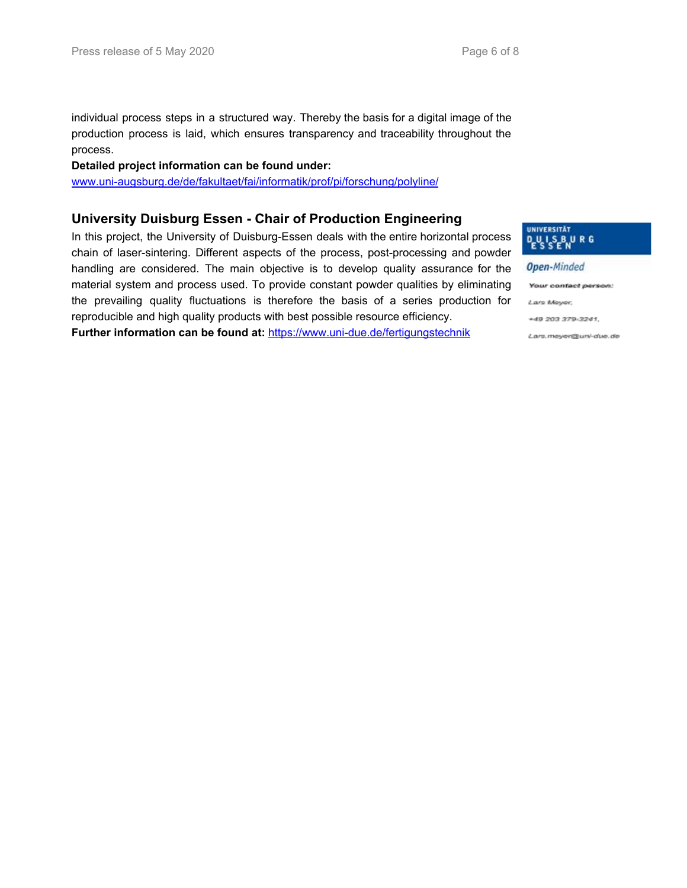individual process steps in a structured way. Thereby the basis for a digital image of the production process is laid, which ensures transparency and traceability throughout the process.

**Detailed project information can be found under:**
[www.uni-augsburg.de/de/fakultaet/fai/informatik/prof/pi/forschung/polyline/](www.uni-augsburg.de/de/fakultaet/fai/informatik/prof/pi/forschung/polyline/)

## University Duisburg Essen - Chair of Production Engineering

In this project, the University of Duisburg-Essen deals with the entire horizontal process chain of laser-sintering. Different aspects of the process, post-processing and powder handling are considered. The main objective is to develop quality assurance for the material system and process used. To provide constant powder qualities by eliminating the prevailing quality fluctuations is therefore the basis of a series production for reproducible and high quality products with best possible resource efficiency.

**Further information can be found at:** [https://www.uni-due.de/fertigungstechnik](https://www.uni-due.de/fertigungstechnik)

UNIVERSITÄT DUISBURG ESSEN

*Open-Minded*

**Your contact person:**

*Lars Meyer,*

*+49 203 379-3241,*

*Lars.meyer@uni-due.de*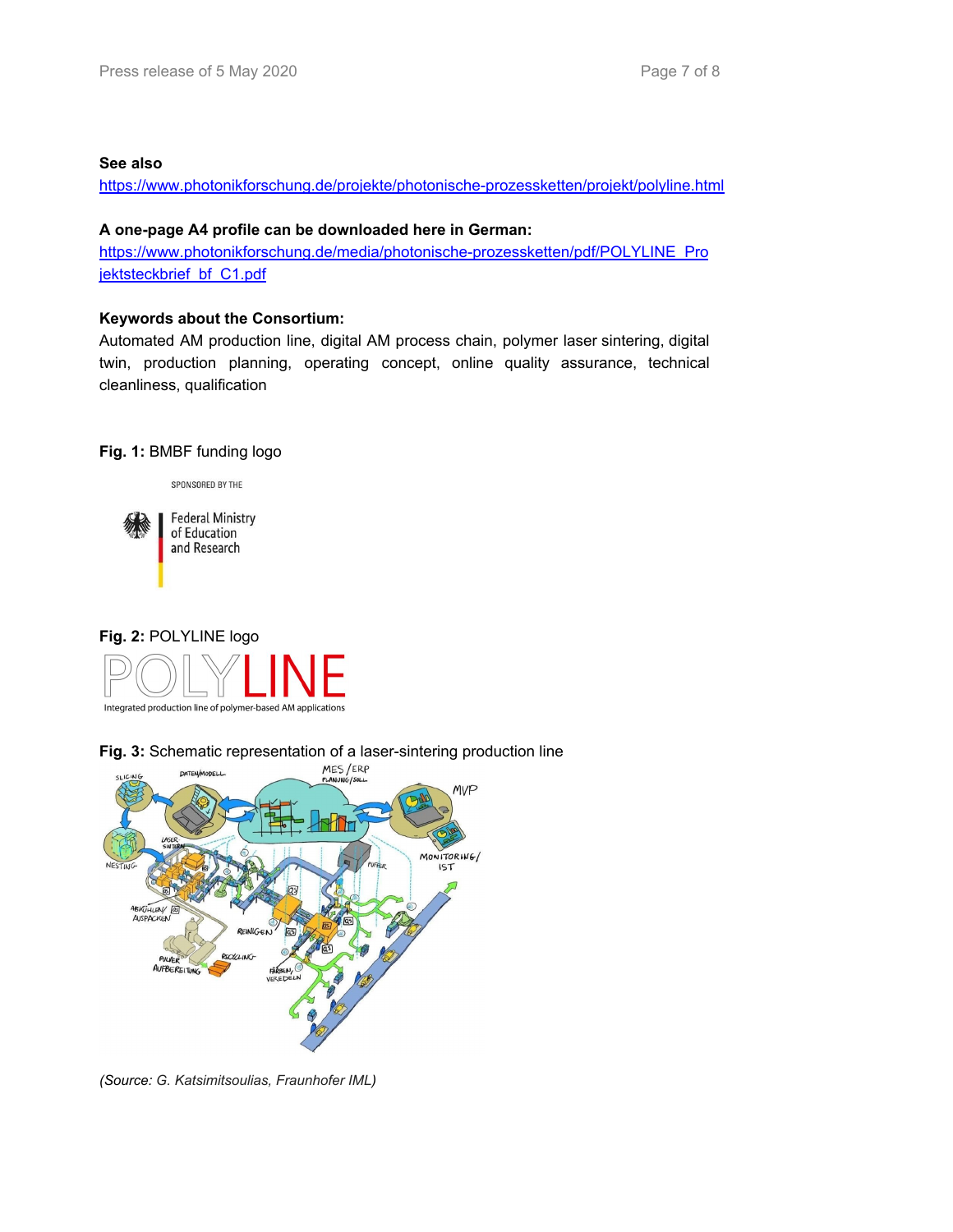**See also**

https://www.photonikforschung.de/projekte/photonische-prozessketten/projekt/polyline.html

**A one-page A4 profile can be downloaded here in German:**

https://www.photonikforschung.de/media/photonische-prozessketten/pdf/POLYLINE_Projektsteckbrief_bf_C1.pdf

**Keywords about the Consortium:**

Automated AM production line, digital AM process chain, polymer laser sintering, digital twin, production planning, operating concept, online quality assurance, technical cleanliness, qualification

**Fig. 1:** BMBF funding logo

**Fig. 2:** POLYLINE logo

**Fig. 3:** Schematic representation of a laser-sintering production line

*(Source: G. Katsimitsoulias, Fraunhofer IML)*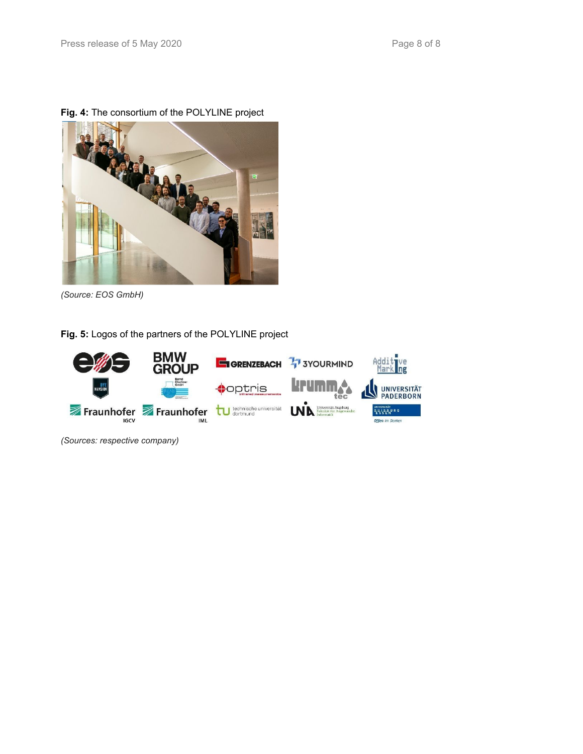**Fig. 4:** The consortium of the POLYLINE project

*(Source: EOS GmbH)*

**Fig. 5:** Logos of the partners of the POLYLINE project

*(Sources: respective company)*